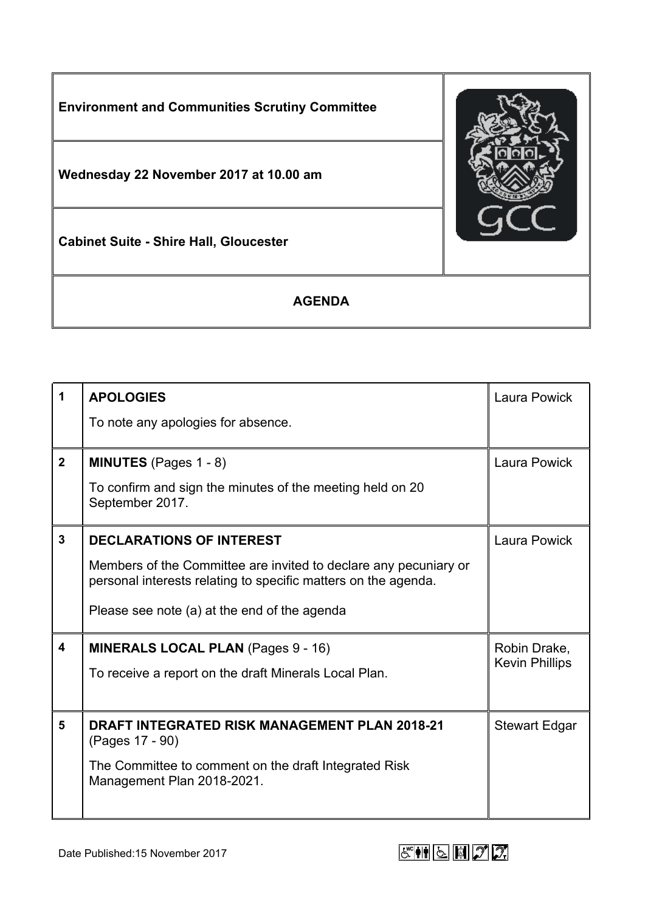| **Environment and Communities Scrutiny Committee** |
|---|
| **Wednesday 22 November 2017 at 10.00 am** |
| **Cabinet Suite - Shire Hall, Gloucester** |

**AGENDA**

| | | |
|---|---|---|
| **1** | **APOLOGIES**<br><br>To note any apologies for absence. | Laura Powick |
| **2** | **MINUTES** (Pages 1 - 8)<br><br>To confirm and sign the minutes of the meeting held on 20 September 2017. | Laura Powick |
| **3** | **DECLARATIONS OF INTEREST**<br><br>Members of the Committee are invited to declare any pecuniary or personal interests relating to specific matters on the agenda.<br><br>Please see note (a) at the end of the agenda | Laura Powick |
| **4** | **MINERALS LOCAL PLAN** (Pages 9 - 16)<br><br>To receive a report on the draft Minerals Local Plan. | Robin Drake, Kevin Phillips |
| **5** | **DRAFT INTEGRATED RISK MANAGEMENT PLAN 2018-21** (Pages 17 - 90)<br><br>The Committee to comment on the draft Integrated Risk Management Plan 2018-2021. | Stewart Edgar |

Date Published:15 November 2017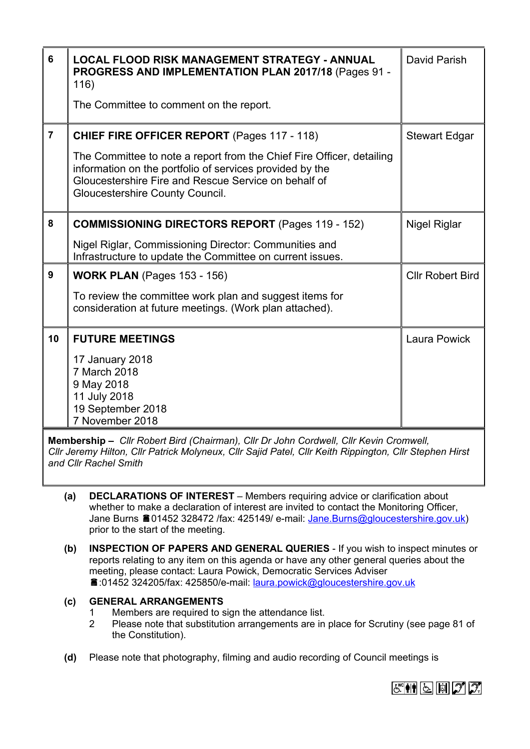| | | |
|---|---|---|
| 6 | **LOCAL FLOOD RISK MANAGEMENT STRATEGY - ANNUAL PROGRESS AND IMPLEMENTATION PLAN 2017/18** (Pages 91 - 116)<br><br>The Committee to comment on the report. | David Parish |
| 7 | **CHIEF FIRE OFFICER REPORT** (Pages 117 - 118)<br><br>The Committee to note a report from the Chief Fire Officer, detailing information on the portfolio of services provided by the Gloucestershire Fire and Rescue Service on behalf of Gloucestershire County Council. | Stewart Edgar |
| 8 | **COMMISSIONING DIRECTORS REPORT** (Pages 119 - 152)<br><br>Nigel Riglar, Commissioning Director: Communities and Infrastructure to update the Committee on current issues. | Nigel Riglar |
| 9 | **WORK PLAN** (Pages 153 - 156)<br><br>To review the committee work plan and suggest items for consideration at future meetings. (Work plan attached). | Cllr Robert Bird |
| 10 | **FUTURE MEETINGS**<br><br>17 January 2018<br>7 March 2018<br>9 May 2018<br>11 July 2018<br>19 September 2018<br>7 November 2018 | Laura Powick |

**Membership –** *Cllr Robert Bird (Chairman), Cllr Dr John Cordwell, Cllr Kevin Cromwell, Cllr Jeremy Hilton, Cllr Patrick Molyneux, Cllr Sajid Patel, Cllr Keith Rippington, Cllr Stephen Hirst and Cllr Rachel Smith*

**(a) DECLARATIONS OF INTEREST** – Members requiring advice or clarification about whether to make a declaration of interest are invited to contact the Monitoring Officer, Jane Burns ☎01452 328472 /fax: 425149/ e-mail: Jane.Burns@gloucestershire.gov.uk) prior to the start of the meeting.

**(b) INSPECTION OF PAPERS AND GENERAL QUERIES** - If you wish to inspect minutes or reports relating to any item on this agenda or have any other general queries about the meeting, please contact: Laura Powick, Democratic Services Adviser ☎:01452 324205/fax: 425850/e-mail: laura.powick@gloucestershire.gov.uk

**(c) GENERAL ARRANGEMENTS**

1. Members are required to sign the attendance list.
2. Please note that substitution arrangements are in place for Scrutiny (see page 81 of the Constitution).

**(d)** Please note that photography, filming and audio recording of Council meetings is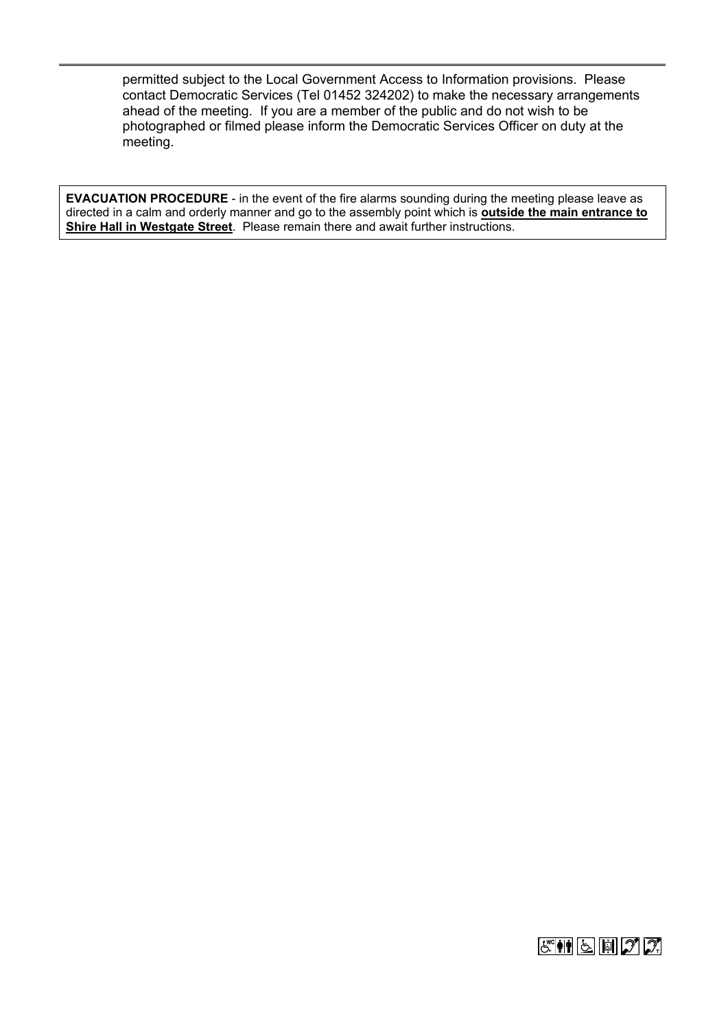permitted subject to the Local Government Access to Information provisions. Please contact Democratic Services (Tel 01452 324202) to make the necessary arrangements ahead of the meeting. If you are a member of the public and do not wish to be photographed or filmed please inform the Democratic Services Officer on duty at the meeting.

**EVACUATION PROCEDURE** - in the event of the fire alarms sounding during the meeting please leave as directed in a calm and orderly manner and go to the assembly point which is **outside the main entrance to Shire Hall in Westgate Street**. Please remain there and await further instructions.